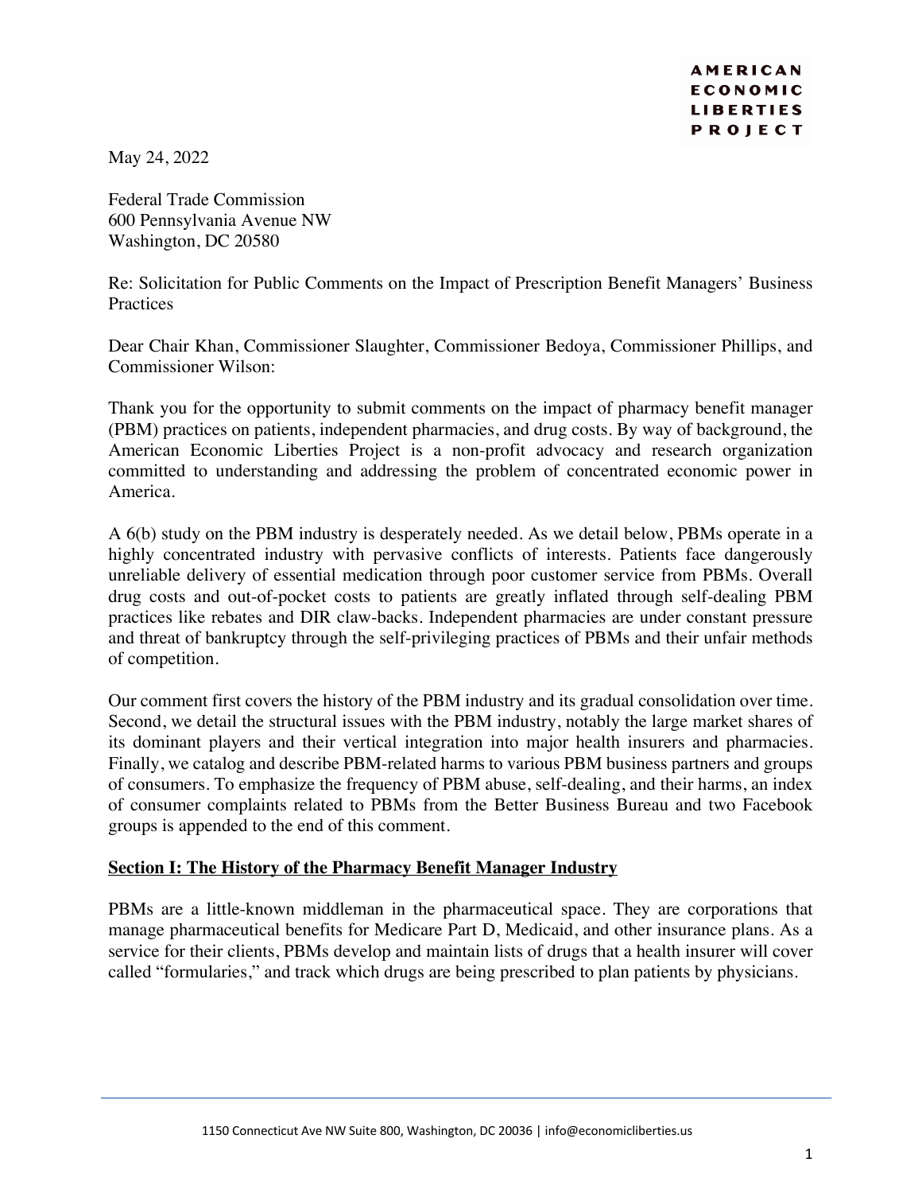**AMERICAN ECONOMIC LIBERTIES PROJECT**

May 24, 2022

Federal Trade Commission
600 Pennsylvania Avenue NW
Washington, DC 20580

Re: Solicitation for Public Comments on the Impact of Prescription Benefit Managers' Business Practices

Dear Chair Khan, Commissioner Slaughter, Commissioner Bedoya, Commissioner Phillips, and Commissioner Wilson:

Thank you for the opportunity to submit comments on the impact of pharmacy benefit manager (PBM) practices on patients, independent pharmacies, and drug costs. By way of background, the American Economic Liberties Project is a non-profit advocacy and research organization committed to understanding and addressing the problem of concentrated economic power in America.

A 6(b) study on the PBM industry is desperately needed. As we detail below, PBMs operate in a highly concentrated industry with pervasive conflicts of interests. Patients face dangerously unreliable delivery of essential medication through poor customer service from PBMs. Overall drug costs and out-of-pocket costs to patients are greatly inflated through self-dealing PBM practices like rebates and DIR claw-backs. Independent pharmacies are under constant pressure and threat of bankruptcy through the self-privileging practices of PBMs and their unfair methods of competition.

Our comment first covers the history of the PBM industry and its gradual consolidation over time. Second, we detail the structural issues with the PBM industry, notably the large market shares of its dominant players and their vertical integration into major health insurers and pharmacies. Finally, we catalog and describe PBM-related harms to various PBM business partners and groups of consumers. To emphasize the frequency of PBM abuse, self-dealing, and their harms, an index of consumer complaints related to PBMs from the Better Business Bureau and two Facebook groups is appended to the end of this comment.

## Section I: The History of the Pharmacy Benefit Manager Industry

PBMs are a little-known middleman in the pharmaceutical space. They are corporations that manage pharmaceutical benefits for Medicare Part D, Medicaid, and other insurance plans. As a service for their clients, PBMs develop and maintain lists of drugs that a health insurer will cover called "formularies," and track which drugs are being prescribed to plan patients by physicians.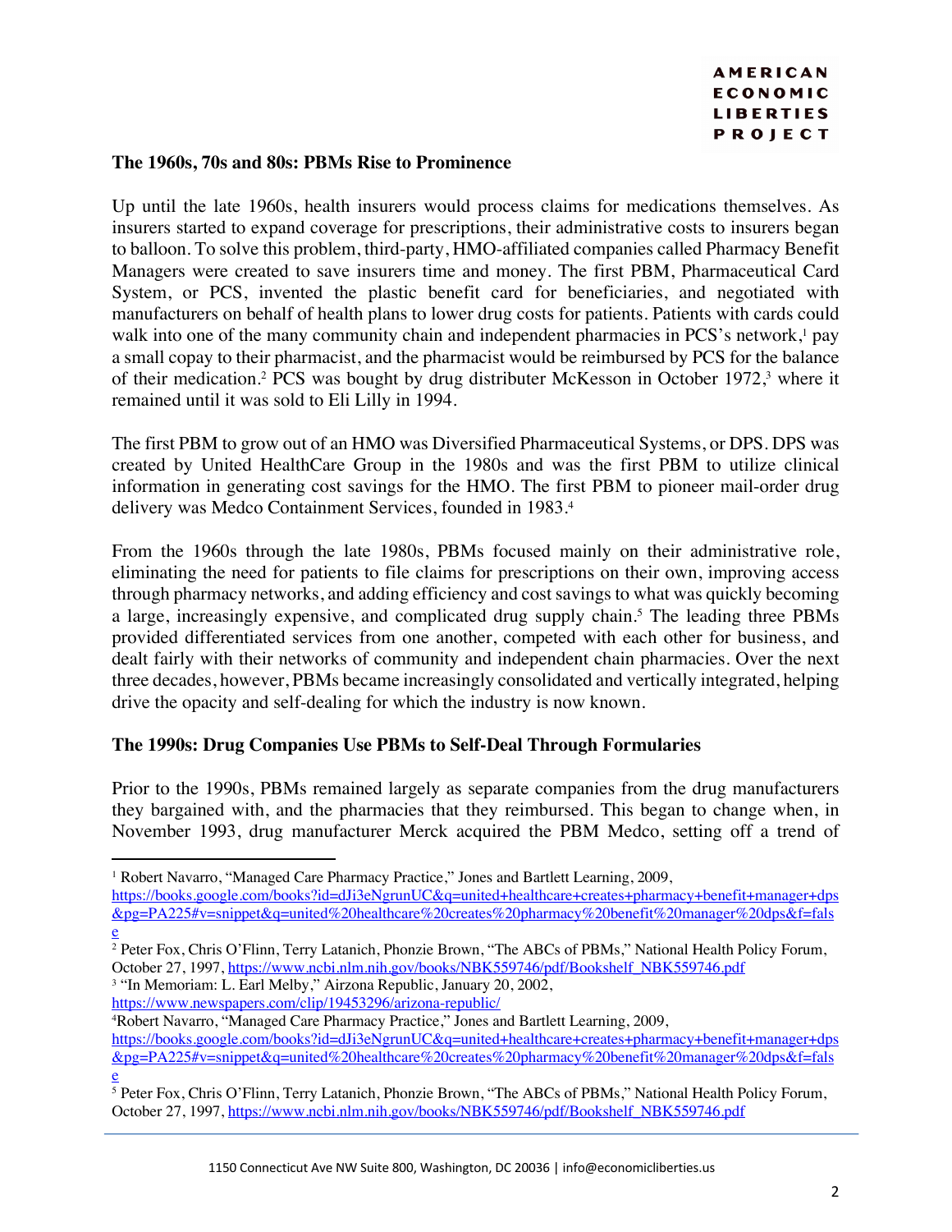## The 1960s, 70s and 80s: PBMs Rise to Prominence

Up until the late 1960s, health insurers would process claims for medications themselves. As insurers started to expand coverage for prescriptions, their administrative costs to insurers began to balloon. To solve this problem, third-party, HMO-affiliated companies called Pharmacy Benefit Managers were created to save insurers time and money. The first PBM, Pharmaceutical Card System, or PCS, invented the plastic benefit card for beneficiaries, and negotiated with manufacturers on behalf of health plans to lower drug costs for patients. Patients with cards could walk into one of the many community chain and independent pharmacies in PCS's network,[1] pay a small copay to their pharmacist, and the pharmacist would be reimbursed by PCS for the balance of their medication.[2] PCS was bought by drug distributer McKesson in October 1972,[3] where it remained until it was sold to Eli Lilly in 1994.

The first PBM to grow out of an HMO was Diversified Pharmaceutical Systems, or DPS. DPS was created by United HealthCare Group in the 1980s and was the first PBM to utilize clinical information in generating cost savings for the HMO. The first PBM to pioneer mail-order drug delivery was Medco Containment Services, founded in 1983.[4]

From the 1960s through the late 1980s, PBMs focused mainly on their administrative role, eliminating the need for patients to file claims for prescriptions on their own, improving access through pharmacy networks, and adding efficiency and cost savings to what was quickly becoming a large, increasingly expensive, and complicated drug supply chain.[5] The leading three PBMs provided differentiated services from one another, competed with each other for business, and dealt fairly with their networks of community and independent chain pharmacies. Over the next three decades, however, PBMs became increasingly consolidated and vertically integrated, helping drive the opacity and self-dealing for which the industry is now known.

## The 1990s: Drug Companies Use PBMs to Self-Deal Through Formularies

Prior to the 1990s, PBMs remained largely as separate companies from the drug manufacturers they bargained with, and the pharmacies that they reimbursed. This began to change when, in November 1993, drug manufacturer Merck acquired the PBM Medco, setting off a trend of

---

[1] Robert Navarro, "Managed Care Pharmacy Practice," Jones and Bartlett Learning, 2009, https://books.google.com/books?id=dJi3eNgrunUC&q=united+healthcare+creates+pharmacy+benefit+manager+dps&pg=PA225#v=snippet&q=united%20healthcare%20creates%20pharmacy%20benefit%20manager%20dps&f=false

[2] Peter Fox, Chris O'Flinn, Terry Latanich, Phonzie Brown, "The ABCs of PBMs," National Health Policy Forum, October 27, 1997, https://www.ncbi.nlm.nih.gov/books/NBK559746/pdf/Bookshelf_NBK559746.pdf

[3] "In Memoriam: L. Earl Melby," Airzona Republic, January 20, 2002, https://www.newspapers.com/clip/19453296/arizona-republic/

[4] Robert Navarro, "Managed Care Pharmacy Practice," Jones and Bartlett Learning, 2009, https://books.google.com/books?id=dJi3eNgrunUC&q=united+healthcare+creates+pharmacy+benefit+manager+dps&pg=PA225#v=snippet&q=united%20healthcare%20creates%20pharmacy%20benefit%20manager%20dps&f=false

[5] Peter Fox, Chris O'Flinn, Terry Latanich, Phonzie Brown, "The ABCs of PBMs," National Health Policy Forum, October 27, 1997, https://www.ncbi.nlm.nih.gov/books/NBK559746/pdf/Bookshelf_NBK559746.pdf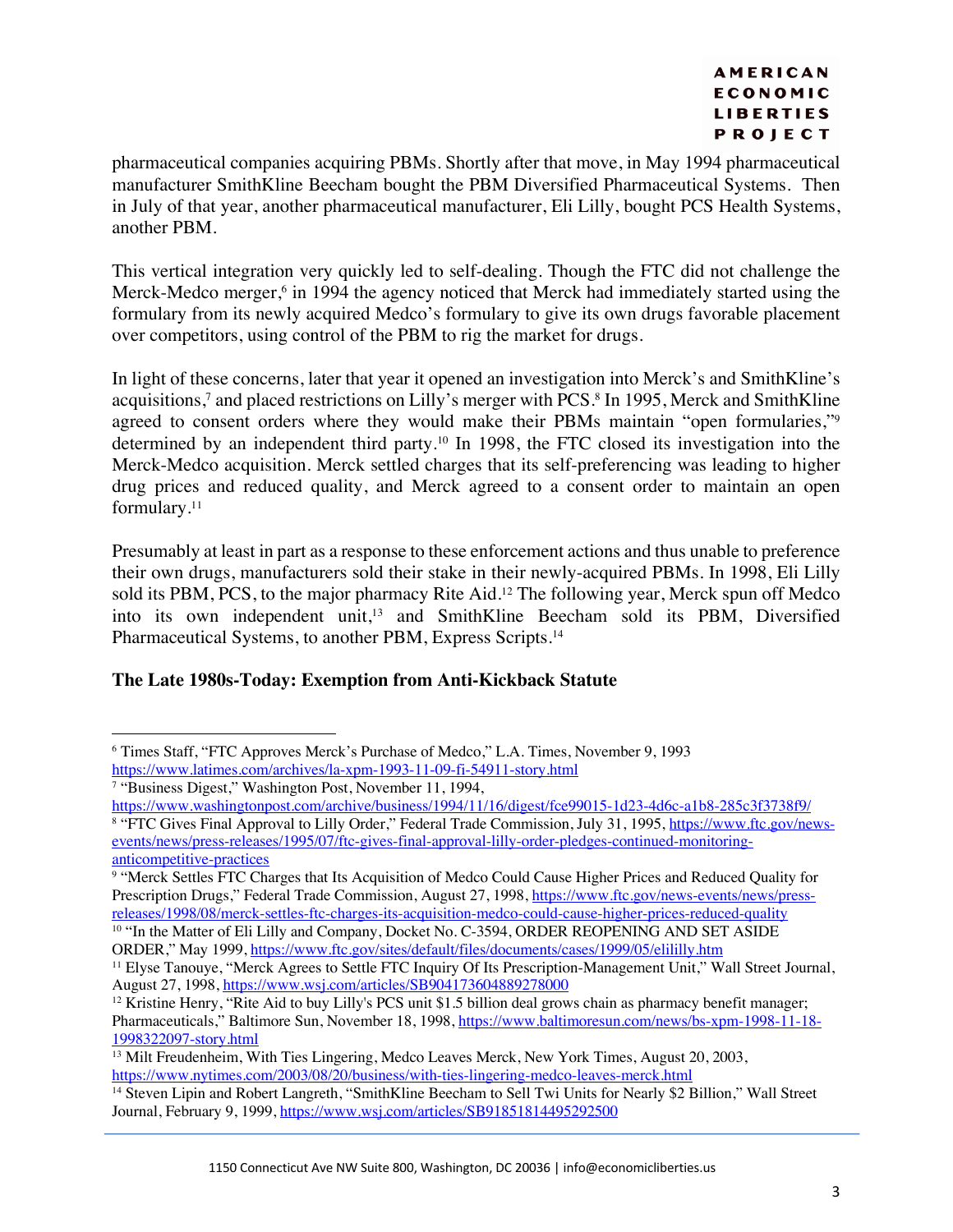pharmaceutical companies acquiring PBMs. Shortly after that move, in May 1994 pharmaceutical manufacturer SmithKline Beecham bought the PBM Diversified Pharmaceutical Systems. Then in July of that year, another pharmaceutical manufacturer, Eli Lilly, bought PCS Health Systems, another PBM.

This vertical integration very quickly led to self-dealing. Though the FTC did not challenge the Merck-Medco merger,[6] in 1994 the agency noticed that Merck had immediately started using the formulary from its newly acquired Medco's formulary to give its own drugs favorable placement over competitors, using control of the PBM to rig the market for drugs.

In light of these concerns, later that year it opened an investigation into Merck's and SmithKline's acquisitions,[7] and placed restrictions on Lilly's merger with PCS.[8] In 1995, Merck and SmithKline agreed to consent orders where they would make their PBMs maintain "open formularies,"[9] determined by an independent third party.[10] In 1998, the FTC closed its investigation into the Merck-Medco acquisition. Merck settled charges that its self-preferencing was leading to higher drug prices and reduced quality, and Merck agreed to a consent order to maintain an open formulary.[11]

Presumably at least in part as a response to these enforcement actions and thus unable to preference their own drugs, manufacturers sold their stake in their newly-acquired PBMs. In 1998, Eli Lilly sold its PBM, PCS, to the major pharmacy Rite Aid.[12] The following year, Merck spun off Medco into its own independent unit,[13] and SmithKline Beecham sold its PBM, Diversified Pharmaceutical Systems, to another PBM, Express Scripts.[14]

### The Late 1980s-Today: Exemption from Anti-Kickback Statute

---

[6] Times Staff, "FTC Approves Merck's Purchase of Medco," L.A. Times, November 9, 1993 https://www.latimes.com/archives/la-xpm-1993-11-09-fi-54911-story.html

[7] "Business Digest," Washington Post, November 11, 1994, https://www.washingtonpost.com/archive/business/1994/11/16/digest/fce99015-1d23-4d6c-a1b8-285c3f3738f9/

[8] "FTC Gives Final Approval to Lilly Order," Federal Trade Commission, July 31, 1995, https://www.ftc.gov/news-events/news/press-releases/1995/07/ftc-gives-final-approval-lilly-order-pledges-continued-monitoring-anticompetitive-practices

[9] "Merck Settles FTC Charges that Its Acquisition of Medco Could Cause Higher Prices and Reduced Quality for Prescription Drugs," Federal Trade Commission, August 27, 1998, https://www.ftc.gov/news-events/news/press-releases/1998/08/merck-settles-ftc-charges-its-acquisition-medco-could-cause-higher-prices-reduced-quality

[10] "In the Matter of Eli Lilly and Company, Docket No. C-3594, ORDER REOPENING AND SET ASIDE ORDER," May 1999, https://www.ftc.gov/sites/default/files/documents/cases/1999/05/elililly.htm

[11] Elyse Tanouye, "Merck Agrees to Settle FTC Inquiry Of Its Prescription-Management Unit," Wall Street Journal, August 27, 1998, https://www.wsj.com/articles/SB904173604889278000

[12] Kristine Henry, "Rite Aid to buy Lilly's PCS unit $1.5 billion deal grows chain as pharmacy benefit manager; Pharmaceuticals," Baltimore Sun, November 18, 1998, https://www.baltimoresun.com/news/bs-xpm-1998-11-18-1998322097-story.html

[13] Milt Freudenheim, With Ties Lingering, Medco Leaves Merck, New York Times, August 20, 2003, https://www.nytimes.com/2003/08/20/business/with-ties-lingering-medco-leaves-merck.html

[14] Steven Lipin and Robert Langreth, "SmithKline Beecham to Sell Twi Units for Nearly $2 Billion," Wall Street Journal, February 9, 1999, https://www.wsj.com/articles/SB918518144952925OO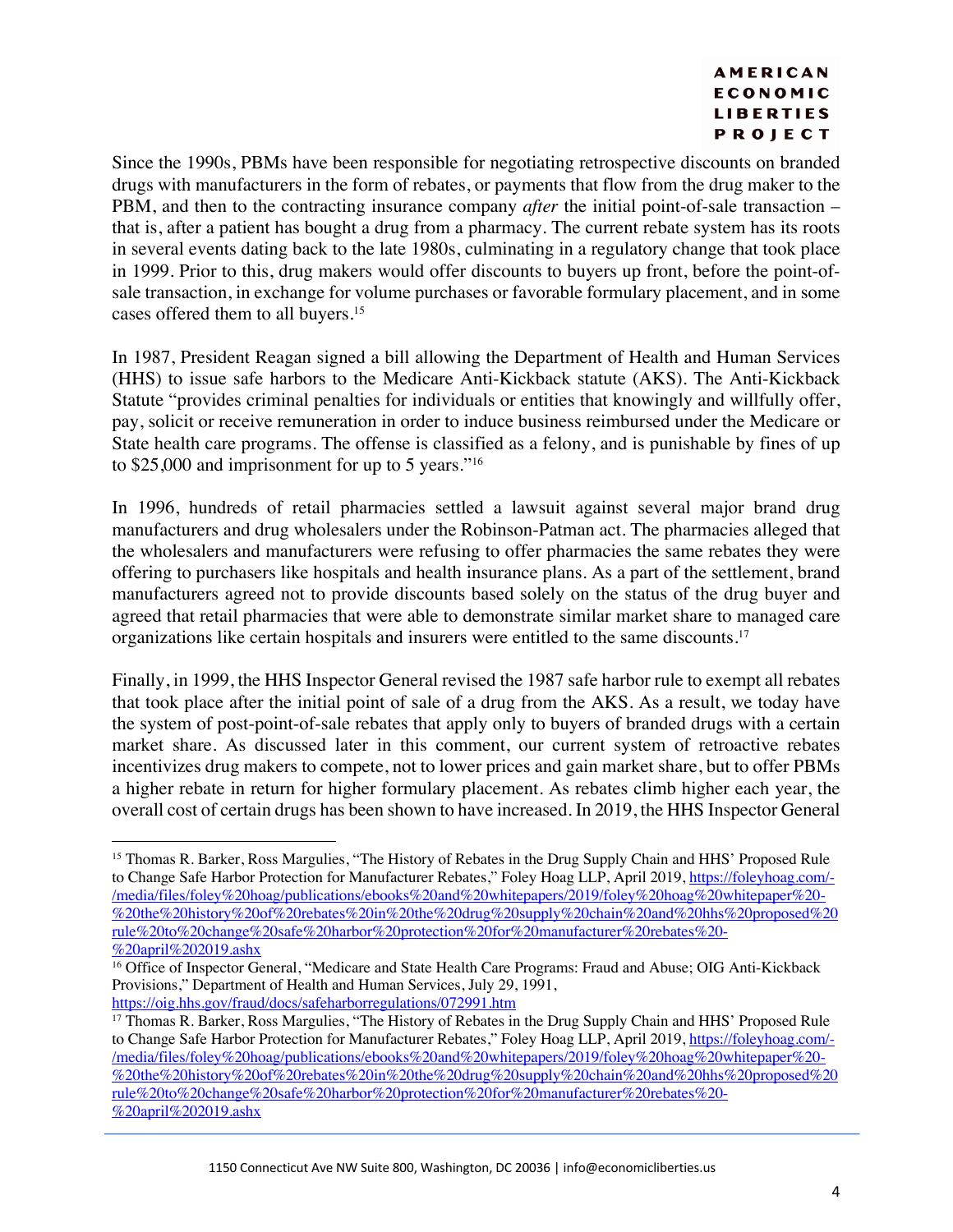Since the 1990s, PBMs have been responsible for negotiating retrospective discounts on branded drugs with manufacturers in the form of rebates, or payments that flow from the drug maker to the PBM, and then to the contracting insurance company *after* the initial point-of-sale transaction – that is, after a patient has bought a drug from a pharmacy. The current rebate system has its roots in several events dating back to the late 1980s, culminating in a regulatory change that took place in 1999. Prior to this, drug makers would offer discounts to buyers up front, before the point-of-sale transaction, in exchange for volume purchases or favorable formulary placement, and in some cases offered them to all buyers.[15]

In 1987, President Reagan signed a bill allowing the Department of Health and Human Services (HHS) to issue safe harbors to the Medicare Anti-Kickback statute (AKS). The Anti-Kickback Statute "provides criminal penalties for individuals or entities that knowingly and willfully offer, pay, solicit or receive remuneration in order to induce business reimbursed under the Medicare or State health care programs. The offense is classified as a felony, and is punishable by fines of up to $25,000 and imprisonment for up to 5 years."[16]

In 1996, hundreds of retail pharmacies settled a lawsuit against several major brand drug manufacturers and drug wholesalers under the Robinson-Patman act. The pharmacies alleged that the wholesalers and manufacturers were refusing to offer pharmacies the same rebates they were offering to purchasers like hospitals and health insurance plans. As a part of the settlement, brand manufacturers agreed not to provide discounts based solely on the status of the drug buyer and agreed that retail pharmacies that were able to demonstrate similar market share to managed care organizations like certain hospitals and insurers were entitled to the same discounts.[17]

Finally, in 1999, the HHS Inspector General revised the 1987 safe harbor rule to exempt all rebates that took place after the initial point of sale of a drug from the AKS. As a result, we today have the system of post-point-of-sale rebates that apply only to buyers of branded drugs with a certain market share. As discussed later in this comment, our current system of retroactive rebates incentivizes drug makers to compete, not to lower prices and gain market share, but to offer PBMs a higher rebate in return for higher formulary placement. As rebates climb higher each year, the overall cost of certain drugs has been shown to have increased. In 2019, the HHS Inspector General

---

[15] Thomas R. Barker, Ross Margulies, "The History of Rebates in the Drug Supply Chain and HHS' Proposed Rule to Change Safe Harbor Protection for Manufacturer Rebates," Foley Hoag LLP, April 2019, https://foleyhoag.com/-/media/files/foley%20hoag/publications/ebooks%20and%20whitepapers/2019/foley%20hoag%20whitepaper%20-%20the%20history%20of%20rebates%20in%20the%20drug%20supply%20chain%20and%20hhs%20proposed%20rule%20to%20change%20safe%20harbor%20protection%20for%20manufacturer%20rebates%20-%20april%202019.ashx

[16] Office of Inspector General, "Medicare and State Health Care Programs: Fraud and Abuse; OIG Anti-Kickback Provisions," Department of Health and Human Services, July 29, 1991, https://oig.hhs.gov/fraud/docs/safeharborregulations/072991.htm

[17] Thomas R. Barker, Ross Margulies, "The History of Rebates in the Drug Supply Chain and HHS' Proposed Rule to Change Safe Harbor Protection for Manufacturer Rebates," Foley Hoag LLP, April 2019, https://foleyhoag.com/-/media/files/foley%20hoag/publications/ebooks%20and%20whitepapers/2019/foley%20hoag%20whitepaper%20-%20the%20history%20of%20rebates%20in%20the%20drug%20supply%20chain%20and%20hhs%20proposed%20rule%20to%20change%20safe%20harbor%20protection%20for%20manufacturer%20rebates%20-%20april%202019.ashx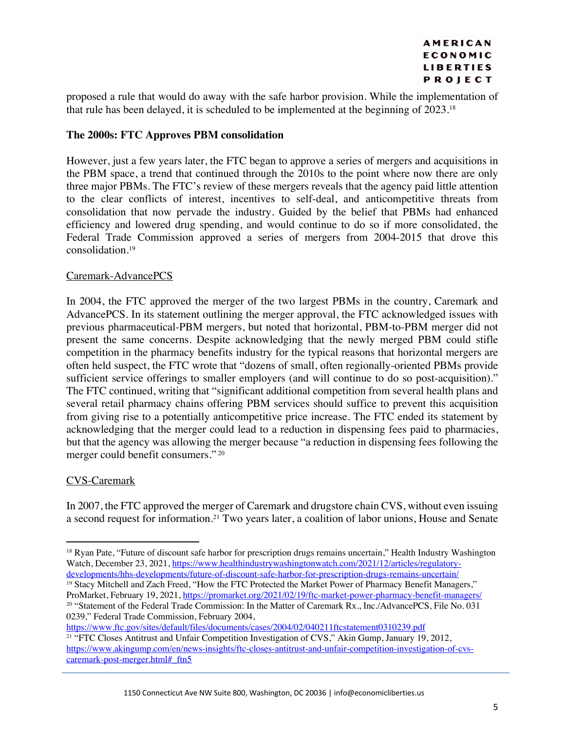proposed a rule that would do away with the safe harbor provision. While the implementation of that rule has been delayed, it is scheduled to be implemented at the beginning of 2023.[18]

**The 2000s: FTC Approves PBM consolidation**

However, just a few years later, the FTC began to approve a series of mergers and acquisitions in the PBM space, a trend that continued through the 2010s to the point where now there are only three major PBMs. The FTC's review of these mergers reveals that the agency paid little attention to the clear conflicts of interest, incentives to self-deal, and anticompetitive threats from consolidation that now pervade the industry. Guided by the belief that PBMs had enhanced efficiency and lowered drug spending, and would continue to do so if more consolidated, the Federal Trade Commission approved a series of mergers from 2004-2015 that drove this consolidation.[19]

Caremark-AdvancePCS

In 2004, the FTC approved the merger of the two largest PBMs in the country, Caremark and AdvancePCS. In its statement outlining the merger approval, the FTC acknowledged issues with previous pharmaceutical-PBM mergers, but noted that horizontal, PBM-to-PBM merger did not present the same concerns. Despite acknowledging that the newly merged PBM could stifle competition in the pharmacy benefits industry for the typical reasons that horizontal mergers are often held suspect, the FTC wrote that "dozens of small, often regionally-oriented PBMs provide sufficient service offerings to smaller employers (and will continue to do so post-acquisition)." The FTC continued, writing that "significant additional competition from several health plans and several retail pharmacy chains offering PBM services should suffice to prevent this acquisition from giving rise to a potentially anticompetitive price increase. The FTC ended its statement by acknowledging that the merger could lead to a reduction in dispensing fees paid to pharmacies, but that the agency was allowing the merger because "a reduction in dispensing fees following the merger could benefit consumers." [20]

CVS-Caremark

In 2007, the FTC approved the merger of Caremark and drugstore chain CVS, without even issuing a second request for information.[21] Two years later, a coalition of labor unions, House and Senate

---

[18] Ryan Pate, "Future of discount safe harbor for prescription drugs remains uncertain," Health Industry Washington Watch, December 23, 2021, https://www.healthindustrywashingtonwatch.com/2021/12/articles/regulatory-developments/hhs-developments/future-of-discount-safe-harbor-for-prescription-drugs-remains-uncertain/

[19] Stacy Mitchell and Zach Freed, "How the FTC Protected the Market Power of Pharmacy Benefit Managers," ProMarket, February 19, 2021, https://promarket.org/2021/02/19/ftc-market-power-pharmacy-benefit-managers/

[20] "Statement of the Federal Trade Commission: In the Matter of Caremark Rx., Inc./AdvancePCS, File No. 031 0239," Federal Trade Commission, February 2004, https://www.ftc.gov/sites/default/files/documents/cases/2004/02/040211ftcstatement0310239.pdf

[21] "FTC Closes Antitrust and Unfair Competition Investigation of CVS," Akin Gump, January 19, 2012, https://www.akingump.com/en/news-insights/ftc-closes-antitrust-and-unfair-competition-investigation-of-cvs-caremark-post-merger.html#_ftn5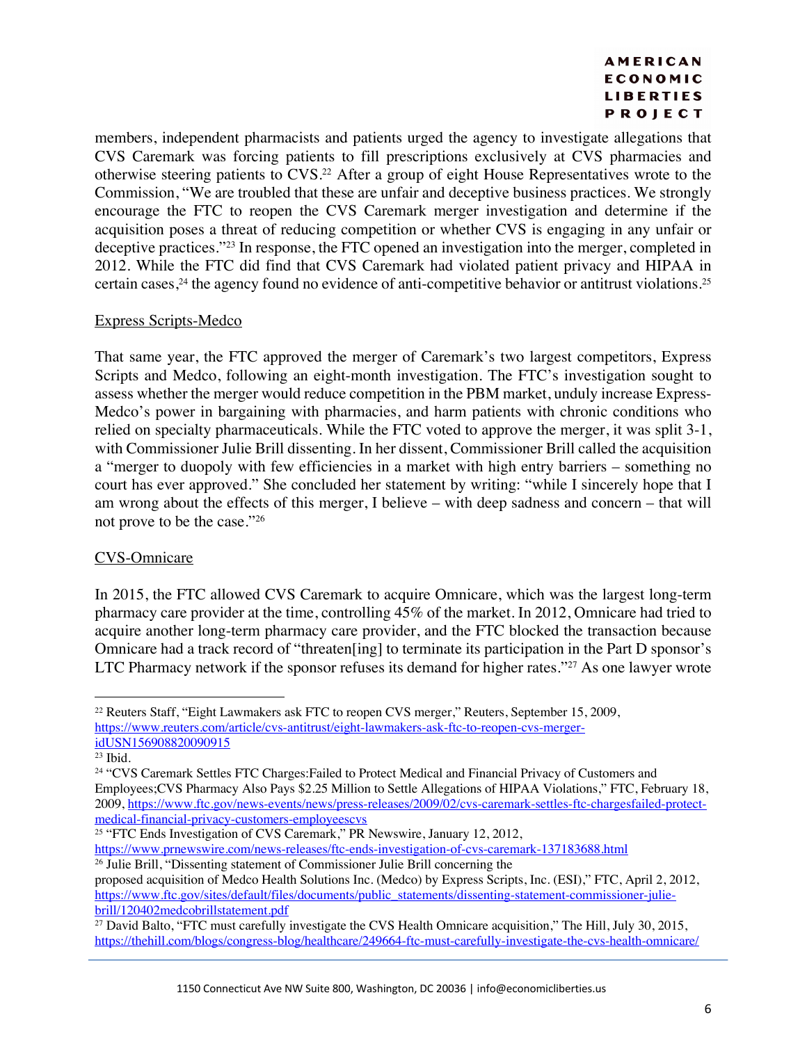members, independent pharmacists and patients urged the agency to investigate allegations that CVS Caremark was forcing patients to fill prescriptions exclusively at CVS pharmacies and otherwise steering patients to CVS.[22] After a group of eight House Representatives wrote to the Commission, "We are troubled that these are unfair and deceptive business practices. We strongly encourage the FTC to reopen the CVS Caremark merger investigation and determine if the acquisition poses a threat of reducing competition or whether CVS is engaging in any unfair or deceptive practices."[23] In response, the FTC opened an investigation into the merger, completed in 2012. While the FTC did find that CVS Caremark had violated patient privacy and HIPAA in certain cases,[24] the agency found no evidence of anti-competitive behavior or antitrust violations.[25]

## Express Scripts-Medco

That same year, the FTC approved the merger of Caremark's two largest competitors, Express Scripts and Medco, following an eight-month investigation. The FTC's investigation sought to assess whether the merger would reduce competition in the PBM market, unduly increase Express-Medco's power in bargaining with pharmacies, and harm patients with chronic conditions who relied on specialty pharmaceuticals. While the FTC voted to approve the merger, it was split 3-1, with Commissioner Julie Brill dissenting. In her dissent, Commissioner Brill called the acquisition a "merger to duopoly with few efficiencies in a market with high entry barriers – something no court has ever approved." She concluded her statement by writing: "while I sincerely hope that I am wrong about the effects of this merger, I believe – with deep sadness and concern – that will not prove to be the case."[26]

## CVS-Omnicare

In 2015, the FTC allowed CVS Caremark to acquire Omnicare, which was the largest long-term pharmacy care provider at the time, controlling 45% of the market. In 2012, Omnicare had tried to acquire another long-term pharmacy care provider, and the FTC blocked the transaction because Omnicare had a track record of "threaten[ing] to terminate its participation in the Part D sponsor's LTC Pharmacy network if the sponsor refuses its demand for higher rates."[27] As one lawyer wrote

---

[22] Reuters Staff, "Eight Lawmakers ask FTC to reopen CVS merger," Reuters, September 15, 2009, https://www.reuters.com/article/cvs-antitrust/eight-lawmakers-ask-ftc-to-reopen-cvs-merger-idUSN156908820090915

[23] Ibid.

[24] "CVS Caremark Settles FTC Charges:Failed to Protect Medical and Financial Privacy of Customers and Employees;CVS Pharmacy Also Pays $2.25 Million to Settle Allegations of HIPAA Violations," FTC, February 18, 2009, https://www.ftc.gov/news-events/news/press-releases/2009/02/cvs-caremark-settles-ftc-chargesfailed-protect-medical-financial-privacy-customers-employeescvs

[25] "FTC Ends Investigation of CVS Caremark," PR Newswire, January 12, 2012, https://www.prnewswire.com/news-releases/ftc-ends-investigation-of-cvs-caremark-137183688.html

[26] Julie Brill, "Dissenting statement of Commissioner Julie Brill concerning the proposed acquisition of Medco Health Solutions Inc. (Medco) by Express Scripts, Inc. (ESI)," FTC, April 2, 2012, https://www.ftc.gov/sites/default/files/documents/public_statements/dissenting-statement-commissioner-julie-brill/120402medcobrillstatement.pdf

[27] David Balto, "FTC must carefully investigate the CVS Health Omnicare acquisition," The Hill, July 30, 2015, https://thehill.com/blogs/congress-blog/healthcare/249664-ftc-must-carefully-investigate-the-cvs-health-omnicare/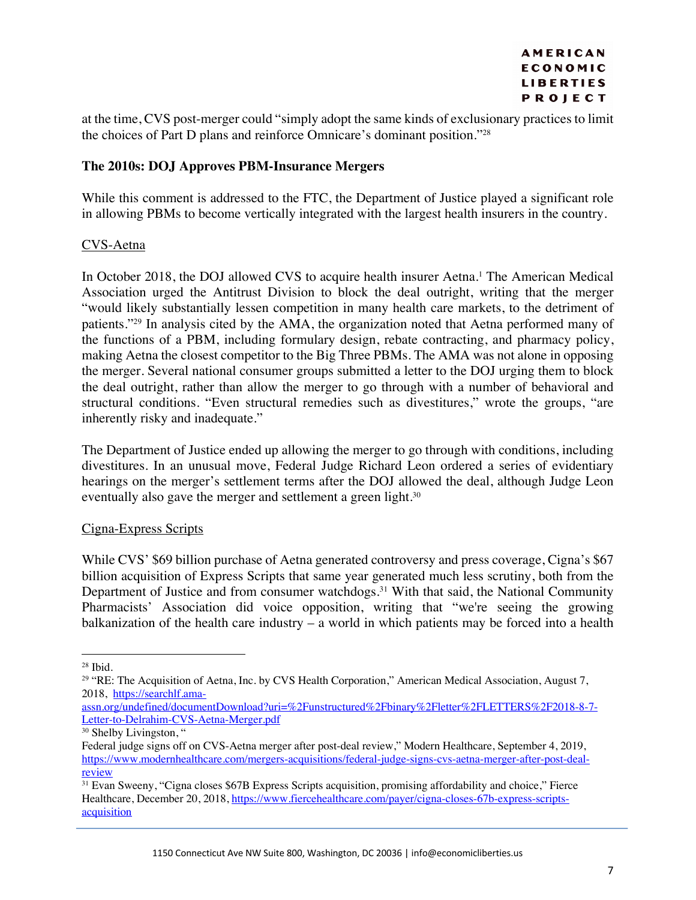at the time, CVS post-merger could "simply adopt the same kinds of exclusionary practices to limit the choices of Part D plans and reinforce Omnicare's dominant position."[28]

## The 2010s: DOJ Approves PBM-Insurance Mergers

While this comment is addressed to the FTC, the Department of Justice played a significant role in allowing PBMs to become vertically integrated with the largest health insurers in the country.

### CVS-Aetna

In October 2018, the DOJ allowed CVS to acquire health insurer Aetna.[i] The American Medical Association urged the Antitrust Division to block the deal outright, writing that the merger "would likely substantially lessen competition in many health care markets, to the detriment of patients."[29] In analysis cited by the AMA, the organization noted that Aetna performed many of the functions of a PBM, including formulary design, rebate contracting, and pharmacy policy, making Aetna the closest competitor to the Big Three PBMs. The AMA was not alone in opposing the merger. Several national consumer groups submitted a letter to the DOJ urging them to block the deal outright, rather than allow the merger to go through with a number of behavioral and structural conditions. "Even structural remedies such as divestitures," wrote the groups, "are inherently risky and inadequate."

The Department of Justice ended up allowing the merger to go through with conditions, including divestitures. In an unusual move, Federal Judge Richard Leon ordered a series of evidentiary hearings on the merger's settlement terms after the DOJ allowed the deal, although Judge Leon eventually also gave the merger and settlement a green light.[30]

### Cigna-Express Scripts

While CVS' $69 billion purchase of Aetna generated controversy and press coverage, Cigna's $67 billion acquisition of Express Scripts that same year generated much less scrutiny, both from the Department of Justice and from consumer watchdogs.[31] With that said, the National Community Pharmacists' Association did voice opposition, writing that "we're seeing the growing balkanization of the health care industry – a world in which patients may be forced into a health

---

[28] Ibid.

[29] "RE: The Acquisition of Aetna, Inc. by CVS Health Corporation," American Medical Association, August 7, 2018, https://searchlf.ama-assn.org/undefined/documentDownload?uri=%2Funstructured%2Fbinary%2Fletter%2FLETTERS%2F2018-8-7-Letter-to-Delrahim-CVS-Aetna-Merger.pdf

[30] Shelby Livingston, "Federal judge signs off on CVS-Aetna merger after post-deal review," Modern Healthcare, September 4, 2019, https://www.modernhealthcare.com/mergers-acquisitions/federal-judge-signs-cvs-aetna-merger-after-post-deal-review

[31] Evan Sweeny, "Cigna closes $67B Express Scripts acquisition, promising affordability and choice," Fierce Healthcare, December 20, 2018, https://www.fiercehealthcare.com/payer/cigna-closes-67b-express-scripts-acquisition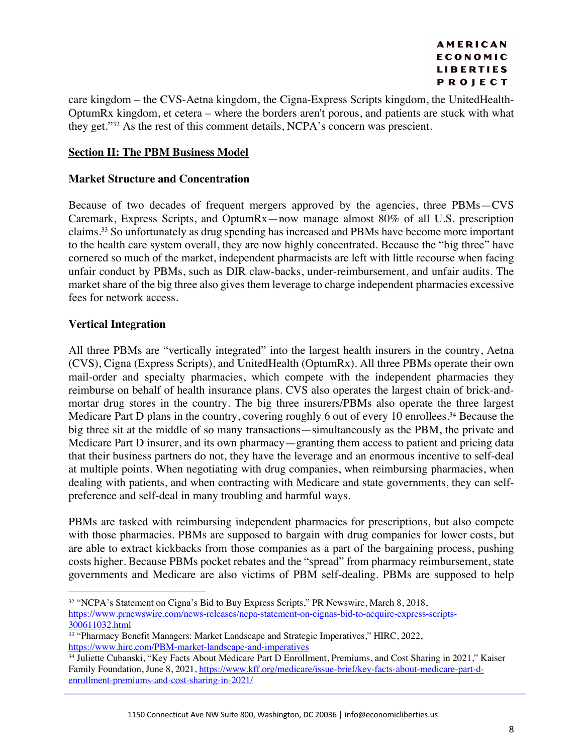care kingdom – the CVS-Aetna kingdom, the Cigna-Express Scripts kingdom, the UnitedHealth-OptumRx kingdom, et cetera – where the borders aren't porous, and patients are stuck with what they get."[32] As the rest of this comment details, NCPA's concern was prescient.

## Section II: The PBM Business Model

### Market Structure and Concentration

Because of two decades of frequent mergers approved by the agencies, three PBMs—CVS Caremark, Express Scripts, and OptumRx—now manage almost 80% of all U.S. prescription claims.[33] So unfortunately as drug spending has increased and PBMs have become more important to the health care system overall, they are now highly concentrated. Because the "big three" have cornered so much of the market, independent pharmacists are left with little recourse when facing unfair conduct by PBMs, such as DIR claw-backs, under-reimbursement, and unfair audits. The market share of the big three also gives them leverage to charge independent pharmacies excessive fees for network access.

### Vertical Integration

All three PBMs are "vertically integrated" into the largest health insurers in the country, Aetna (CVS), Cigna (Express Scripts), and UnitedHealth (OptumRx). All three PBMs operate their own mail-order and specialty pharmacies, which compete with the independent pharmacies they reimburse on behalf of health insurance plans. CVS also operates the largest chain of brick-and-mortar drug stores in the country. The big three insurers/PBMs also operate the three largest Medicare Part D plans in the country, covering roughly 6 out of every 10 enrollees.[34] Because the big three sit at the middle of so many transactions—simultaneously as the PBM, the private and Medicare Part D insurer, and its own pharmacy—granting them access to patient and pricing data that their business partners do not, they have the leverage and an enormous incentive to self-deal at multiple points. When negotiating with drug companies, when reimbursing pharmacies, when dealing with patients, and when contracting with Medicare and state governments, they can self-preference and self-deal in many troubling and harmful ways.

PBMs are tasked with reimbursing independent pharmacies for prescriptions, but also compete with those pharmacies. PBMs are supposed to bargain with drug companies for lower costs, but are able to extract kickbacks from those companies as a part of the bargaining process, pushing costs higher. Because PBMs pocket rebates and the "spread" from pharmacy reimbursement, state governments and Medicare are also victims of PBM self-dealing. PBMs are supposed to help

---

[32] "NCPA's Statement on Cigna's Bid to Buy Express Scripts," PR Newswire, March 8, 2018, https://www.prnewswire.com/news-releases/ncpa-statement-on-cignas-bid-to-acquire-express-scripts-300611032.html

[33] "Pharmacy Benefit Managers: Market Landscape and Strategic Imperatives," HIRC, 2022, https://www.hirc.com/PBM-market-landscape-and-imperatives

[34] Juliette Cubanski, "Key Facts About Medicare Part D Enrollment, Premiums, and Cost Sharing in 2021," Kaiser Family Foundation, June 8, 2021, https://www.kff.org/medicare/issue-brief/key-facts-about-medicare-part-d-enrollment-premiums-and-cost-sharing-in-2021/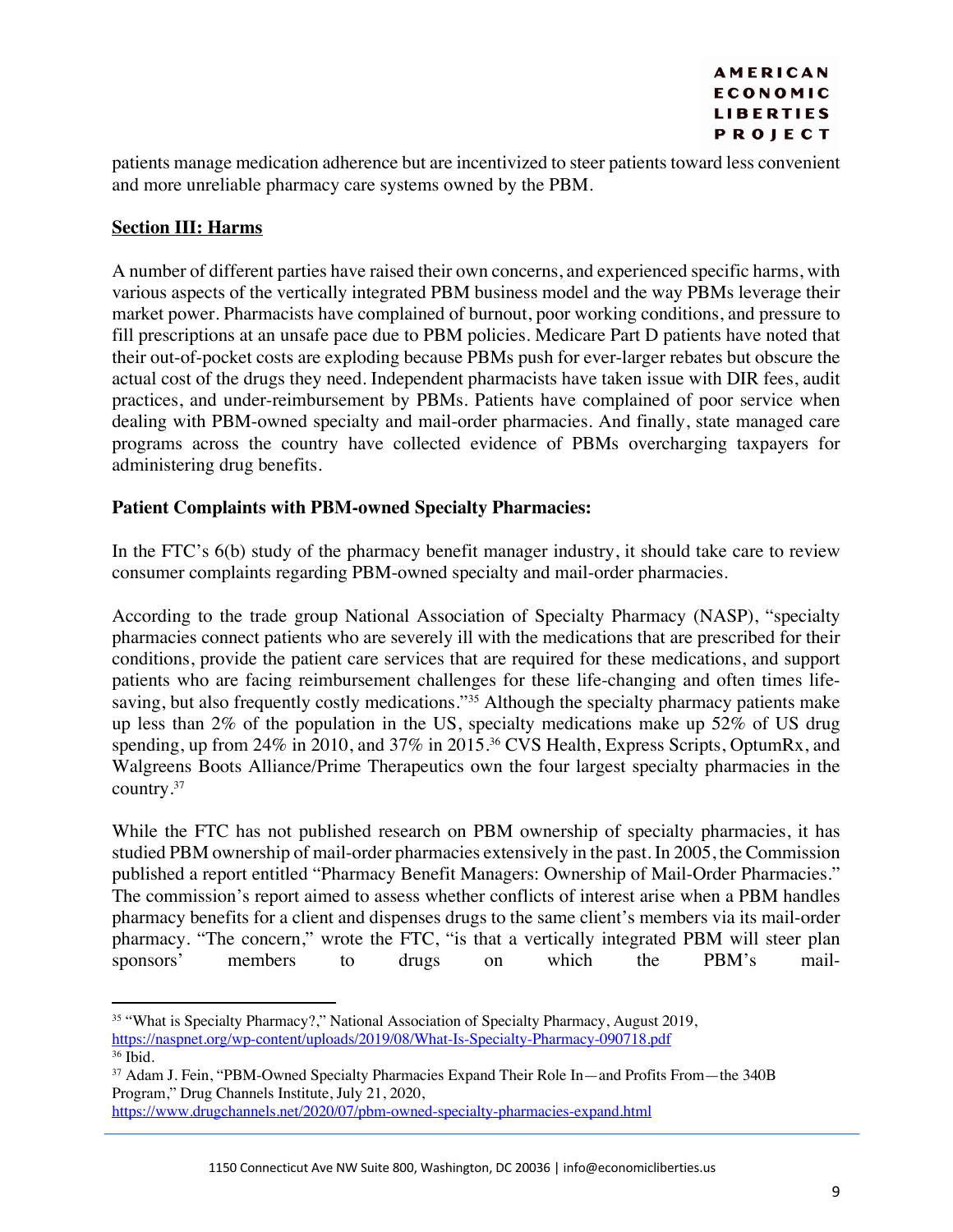patients manage medication adherence but are incentivized to steer patients toward less convenient and more unreliable pharmacy care systems owned by the PBM.

## Section III: Harms

A number of different parties have raised their own concerns, and experienced specific harms, with various aspects of the vertically integrated PBM business model and the way PBMs leverage their market power. Pharmacists have complained of burnout, poor working conditions, and pressure to fill prescriptions at an unsafe pace due to PBM policies. Medicare Part D patients have noted that their out-of-pocket costs are exploding because PBMs push for ever-larger rebates but obscure the actual cost of the drugs they need. Independent pharmacists have taken issue with DIR fees, audit practices, and under-reimbursement by PBMs. Patients have complained of poor service when dealing with PBM-owned specialty and mail-order pharmacies. And finally, state managed care programs across the country have collected evidence of PBMs overcharging taxpayers for administering drug benefits.

### Patient Complaints with PBM-owned Specialty Pharmacies:

In the FTC's 6(b) study of the pharmacy benefit manager industry, it should take care to review consumer complaints regarding PBM-owned specialty and mail-order pharmacies.

According to the trade group National Association of Specialty Pharmacy (NASP), "specialty pharmacies connect patients who are severely ill with the medications that are prescribed for their conditions, provide the patient care services that are required for these medications, and support patients who are facing reimbursement challenges for these life-changing and often times life-saving, but also frequently costly medications."[35] Although the specialty pharmacy patients make up less than 2% of the population in the US, specialty medications make up 52% of US drug spending, up from 24% in 2010, and 37% in 2015.[36] CVS Health, Express Scripts, OptumRx, and Walgreens Boots Alliance/Prime Therapeutics own the four largest specialty pharmacies in the country.[37]

While the FTC has not published research on PBM ownership of specialty pharmacies, it has studied PBM ownership of mail-order pharmacies extensively in the past. In 2005, the Commission published a report entitled "Pharmacy Benefit Managers: Ownership of Mail-Order Pharmacies." The commission's report aimed to assess whether conflicts of interest arise when a PBM handles pharmacy benefits for a client and dispenses drugs to the same client's members via its mail-order pharmacy. "The concern," wrote the FTC, "is that a vertically integrated PBM will steer plan sponsors' members to drugs on which the PBM's mail-

---

[35] "What is Specialty Pharmacy?," National Association of Specialty Pharmacy, August 2019, https://naspnet.org/wp-content/uploads/2019/08/What-Is-Specialty-Pharmacy-090718.pdf

[36] Ibid.

[37] Adam J. Fein, "PBM-Owned Specialty Pharmacies Expand Their Role In—and Profits From—the 340B Program," Drug Channels Institute, July 21, 2020, https://www.drugchannels.net/2020/07/pbm-owned-specialty-pharmacies-expand.html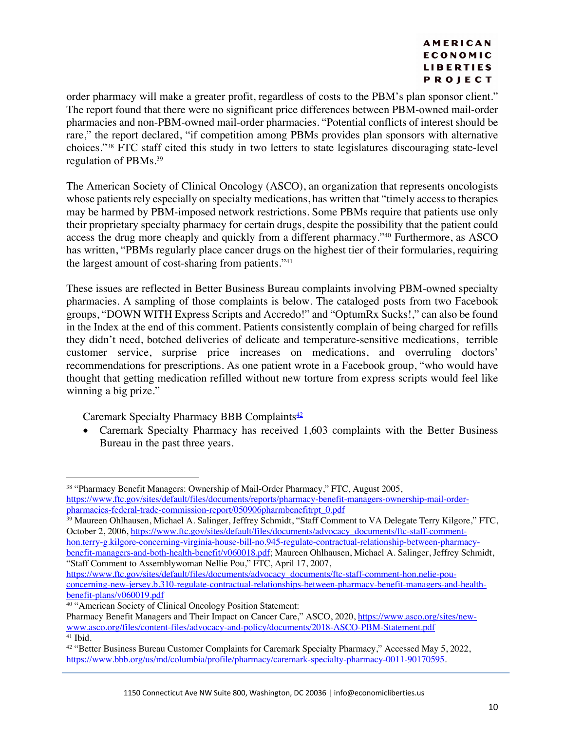order pharmacy will make a greater profit, regardless of costs to the PBM's plan sponsor client." The report found that there were no significant price differences between PBM-owned mail-order pharmacies and non-PBM-owned mail-order pharmacies. "Potential conflicts of interest should be rare," the report declared, "if competition among PBMs provides plan sponsors with alternative choices."[38] FTC staff cited this study in two letters to state legislatures discouraging state-level regulation of PBMs.[39]

The American Society of Clinical Oncology (ASCO), an organization that represents oncologists whose patients rely especially on specialty medications, has written that "timely access to therapies may be harmed by PBM-imposed network restrictions. Some PBMs require that patients use only their proprietary specialty pharmacy for certain drugs, despite the possibility that the patient could access the drug more cheaply and quickly from a different pharmacy."[40] Furthermore, as ASCO has written, "PBMs regularly place cancer drugs on the highest tier of their formularies, requiring the largest amount of cost-sharing from patients."[41]

These issues are reflected in Better Business Bureau complaints involving PBM-owned specialty pharmacies. A sampling of those complaints is below. The cataloged posts from two Facebook groups, "DOWN WITH Express Scripts and Accredo!" and "OptumRx Sucks!," can also be found in the Index at the end of this comment. Patients consistently complain of being charged for refills they didn't need, botched deliveries of delicate and temperature-sensitive medications, terrible customer service, surprise price increases on medications, and overruling doctors' recommendations for prescriptions. As one patient wrote in a Facebook group, "who would have thought that getting medication refilled without new torture from express scripts would feel like winning a big prize."

Caremark Specialty Pharmacy BBB Complaints[42]

- Caremark Specialty Pharmacy has received 1,603 complaints with the Better Business Bureau in the past three years.

---

[38] "Pharmacy Benefit Managers: Ownership of Mail-Order Pharmacy," FTC, August 2005, https://www.ftc.gov/sites/default/files/documents/reports/pharmacy-benefit-managers-ownership-mail-order-pharmacies-federal-trade-commission-report/050906pharmbenefitrpt_0.pdf

[39] Maureen Ohlhausen, Michael A. Salinger, Jeffrey Schmidt, "Staff Comment to VA Delegate Terry Kilgore," FTC, October 2, 2006, https://www.ftc.gov/sites/default/files/documents/advocacy_documents/ftc-staff-comment-hon.terry-g.kilgore-concerning-virginia-house-bill-no.945-regulate-contractual-relationship-between-pharmacy-benefit-managers-and-both-health-benefit/v060018.pdf; Maureen Ohlhausen, Michael A. Salinger, Jeffrey Schmidt, "Staff Comment to Assemblywoman Nellie Pou," FTC, April 17, 2007, https://www.ftc.gov/sites/default/files/documents/advocacy_documents/ftc-staff-comment-hon.nelie-pou-concerning-new-jersey.b.310-regulate-contractual-relationships-between-pharmacy-benefit-managers-and-health-benefit-plans/v060019.pdf

[40] "American Society of Clinical Oncology Position Statement: Pharmacy Benefit Managers and Their Impact on Cancer Care," ASCO, 2020, https://www.asco.org/sites/new-www.asco.org/files/content-files/advocacy-and-policy/documents/2018-ASCO-PBM-Statement.pdf

[41] Ibid.

[42] "Better Business Bureau Customer Complaints for Caremark Specialty Pharmacy," Accessed May 5, 2022, https://www.bbb.org/us/md/columbia/profile/pharmacy/caremark-specialty-pharmacy-0011-90170595.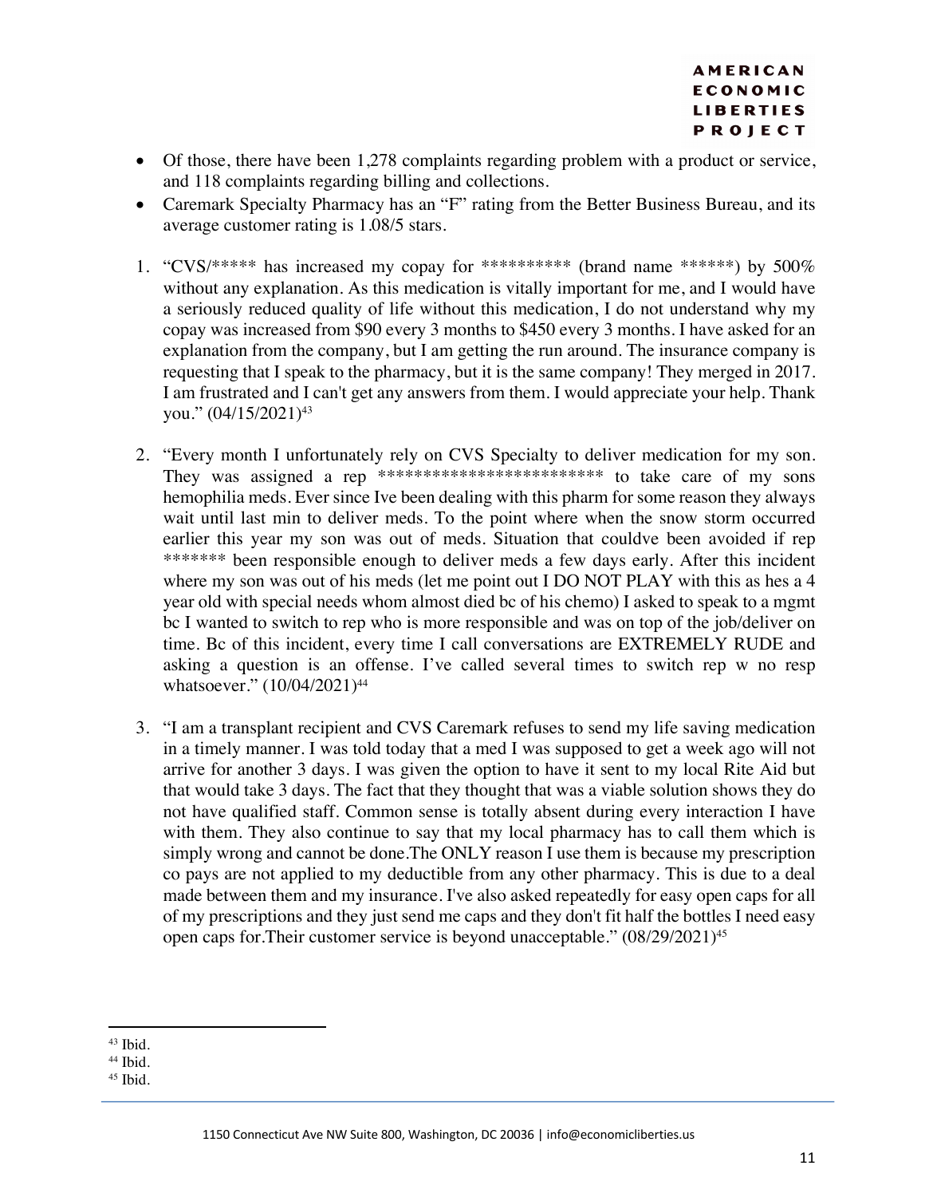- Of those, there have been 1,278 complaints regarding problem with a product or service, and 118 complaints regarding billing and collections.
- Caremark Specialty Pharmacy has an "F" rating from the Better Business Bureau, and its average customer rating is 1.08/5 stars.

1. "CVS/***** has increased my copay for ********** (brand name ******) by 500% without any explanation. As this medication is vitally important for me, and I would have a seriously reduced quality of life without this medication, I do not understand why my copay was increased from $90 every 3 months to $450 every 3 months. I have asked for an explanation from the company, but I am getting the run around. The insurance company is requesting that I speak to the pharmacy, but it is the same company! They merged in 2017. I am frustrated and I can't get any answers from them. I would appreciate your help. Thank you." (04/15/2021)[43]

2. "Every month I unfortunately rely on CVS Specialty to deliver medication for my son. They was assigned a rep ************************ to take care of my sons hemophilia meds. Ever since Ive been dealing with this pharm for some reason they always wait until last min to deliver meds. To the point where when the snow storm occurred earlier this year my son was out of meds. Situation that couldve been avoided if rep ******* been responsible enough to deliver meds a few days early. After this incident where my son was out of his meds (let me point out I DO NOT PLAY with this as hes a 4 year old with special needs whom almost died bc of his chemo) I asked to speak to a mgmt bc I wanted to switch to rep who is more responsible and was on top of the job/deliver on time. Bc of this incident, every time I call conversations are EXTREMELY RUDE and asking a question is an offense. I've called several times to switch rep w no resp whatsoever." (10/04/2021)[44]

3. "I am a transplant recipient and CVS Caremark refuses to send my life saving medication in a timely manner. I was told today that a med I was supposed to get a week ago will not arrive for another 3 days. I was given the option to have it sent to my local Rite Aid but that would take 3 days. The fact that they thought that was a viable solution shows they do not have qualified staff. Common sense is totally absent during every interaction I have with them. They also continue to say that my local pharmacy has to call them which is simply wrong and cannot be done.The ONLY reason I use them is because my prescription co pays are not applied to my deductible from any other pharmacy. This is due to a deal made between them and my insurance. I've also asked repeatedly for easy open caps for all of my prescriptions and they just send me caps and they don't fit half the bottles I need easy open caps for.Their customer service is beyond unacceptable." (08/29/2021)[45]

---

[43] Ibid.

[44] Ibid.

[45] Ibid.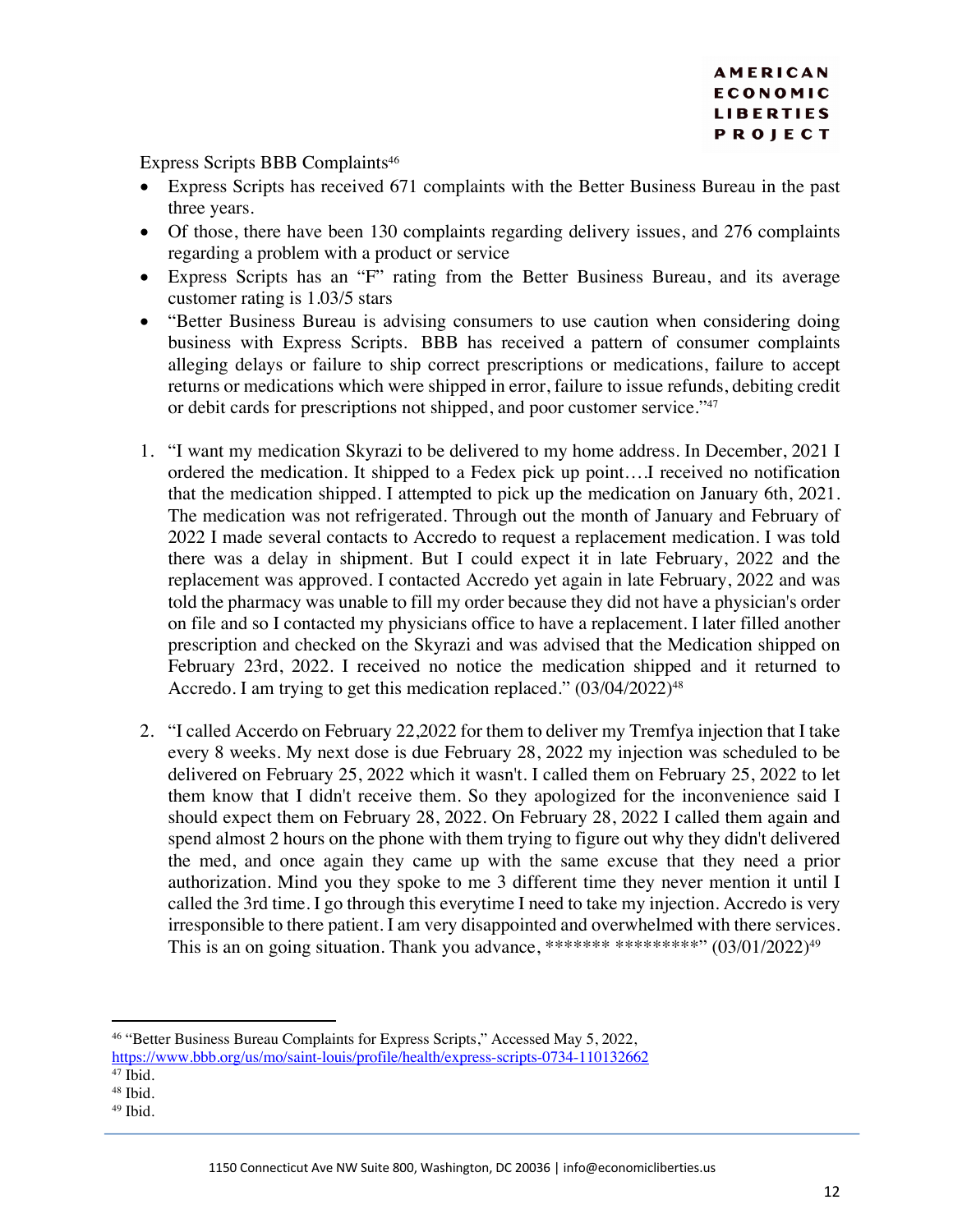Express Scripts BBB Complaints[46]

- Express Scripts has received 671 complaints with the Better Business Bureau in the past three years.
- Of those, there have been 130 complaints regarding delivery issues, and 276 complaints regarding a problem with a product or service
- Express Scripts has an "F" rating from the Better Business Bureau, and its average customer rating is 1.03/5 stars
- "Better Business Bureau is advising consumers to use caution when considering doing business with Express Scripts. BBB has received a pattern of consumer complaints alleging delays or failure to ship correct prescriptions or medications, failure to accept returns or medications which were shipped in error, failure to issue refunds, debiting credit or debit cards for prescriptions not shipped, and poor customer service."[47]

1. "I want my medication Skyrazi to be delivered to my home address. In December, 2021 I ordered the medication. It shipped to a Fedex pick up point….I received no notification that the medication shipped. I attempted to pick up the medication on January 6th, 2021. The medication was not refrigerated. Through out the month of January and February of 2022 I made several contacts to Accredo to request a replacement medication. I was told there was a delay in shipment. But I could expect it in late February, 2022 and the replacement was approved. I contacted Accredo yet again in late February, 2022 and was told the pharmacy was unable to fill my order because they did not have a physician's order on file and so I contacted my physicians office to have a replacement. I later filled another prescription and checked on the Skyrazi and was advised that the Medication shipped on February 23rd, 2022. I received no notice the medication shipped and it returned to Accredo. I am trying to get this medication replaced." (03/04/2022)[48]

2. "I called Accerdo on February 22,2022 for them to deliver my Tremfya injection that I take every 8 weeks. My next dose is due February 28, 2022 my injection was scheduled to be delivered on February 25, 2022 which it wasn't. I called them on February 25, 2022 to let them know that I didn't receive them. So they apologized for the inconvenience said I should expect them on February 28, 2022. On February 28, 2022 I called them again and spend almost 2 hours on the phone with them trying to figure out why they didn't delivered the med, and once again they came up with the same excuse that they need a prior authorization. Mind you they spoke to me 3 different time they never mention it until I called the 3rd time. I go through this everytime I need to take my injection. Accredo is very irresponsible to there patient. I am very disappointed and overwhelmed with there services. This is an on going situation. Thank you advance, ******* *********" (03/01/2022)[49]

---

[46] "Better Business Bureau Complaints for Express Scripts," Accessed May 5, 2022, https://www.bbb.org/us/mo/saint-louis/profile/health/express-scripts-0734-110132662

[47] Ibid.

[48] Ibid.

[49] Ibid.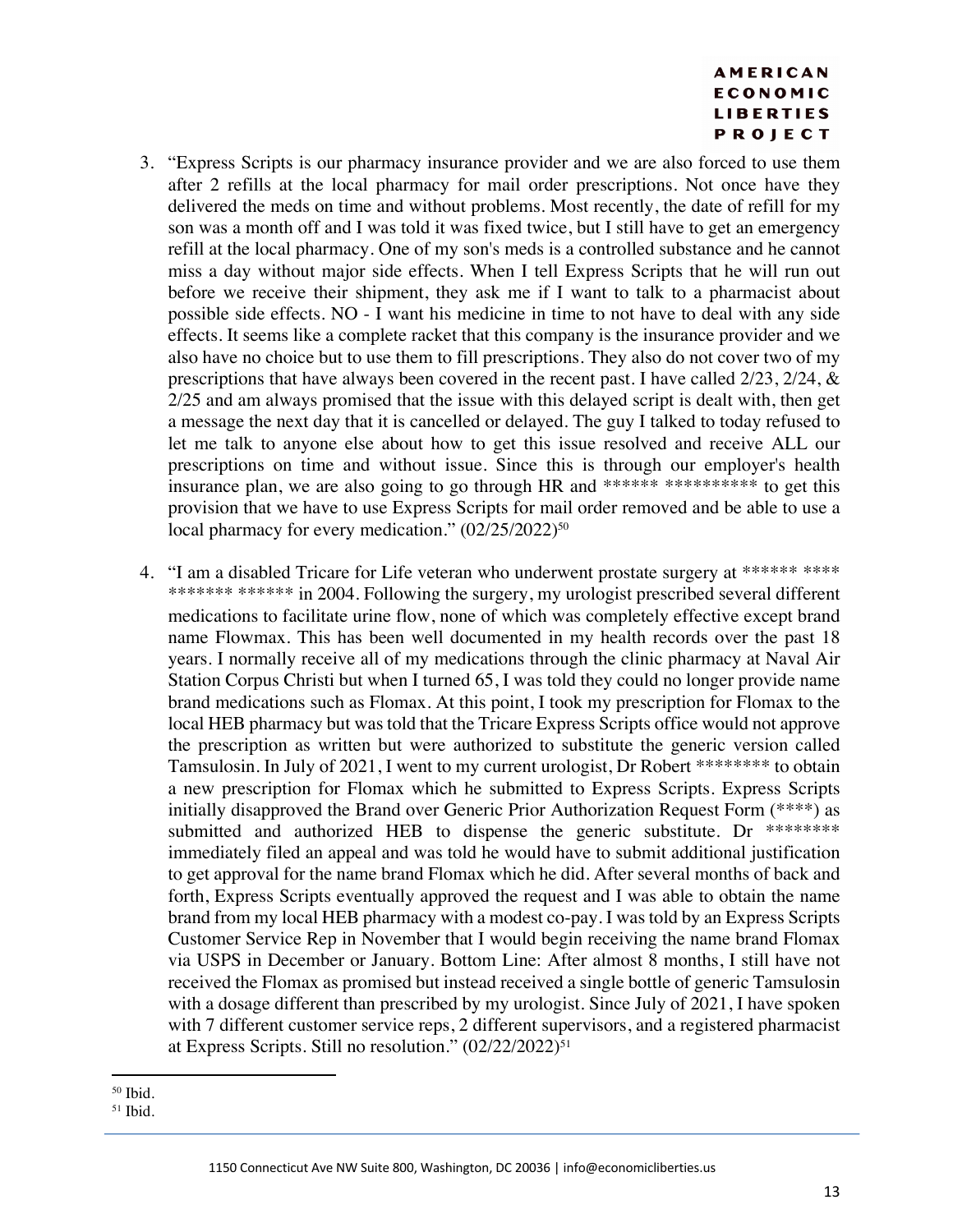3. "Express Scripts is our pharmacy insurance provider and we are also forced to use them after 2 refills at the local pharmacy for mail order prescriptions. Not once have they delivered the meds on time and without problems. Most recently, the date of refill for my son was a month off and I was told it was fixed twice, but I still have to get an emergency refill at the local pharmacy. One of my son's meds is a controlled substance and he cannot miss a day without major side effects. When I tell Express Scripts that he will run out before we receive their shipment, they ask me if I want to talk to a pharmacist about possible side effects. NO - I want his medicine in time to not have to deal with any side effects. It seems like a complete racket that this company is the insurance provider and we also have no choice but to use them to fill prescriptions. They also do not cover two of my prescriptions that have always been covered in the recent past. I have called 2/23, 2/24, & 2/25 and am always promised that the issue with this delayed script is dealt with, then get a message the next day that it is cancelled or delayed. The guy I talked to today refused to let me talk to anyone else about how to get this issue resolved and receive ALL our prescriptions on time and without issue. Since this is through our employer's health insurance plan, we are also going to go through HR and ****** ********** to get this provision that we have to use Express Scripts for mail order removed and be able to use a local pharmacy for every medication." (02/25/2022)[50]

4. "I am a disabled Tricare for Life veteran who underwent prostate surgery at ****** **** ******* ****** in 2004. Following the surgery, my urologist prescribed several different medications to facilitate urine flow, none of which was completely effective except brand name Flowmax. This has been well documented in my health records over the past 18 years. I normally receive all of my medications through the clinic pharmacy at Naval Air Station Corpus Christi but when I turned 65, I was told they could no longer provide name brand medications such as Flomax. At this point, I took my prescription for Flomax to the local HEB pharmacy but was told that the Tricare Express Scripts office would not approve the prescription as written but were authorized to substitute the generic version called Tamsulosin. In July of 2021, I went to my current urologist, Dr Robert ******** to obtain a new prescription for Flomax which he submitted to Express Scripts. Express Scripts initially disapproved the Brand over Generic Prior Authorization Request Form (****) as submitted and authorized HEB to dispense the generic substitute. Dr ******** immediately filed an appeal and was told he would have to submit additional justification to get approval for the name brand Flomax which he did. After several months of back and forth, Express Scripts eventually approved the request and I was able to obtain the name brand from my local HEB pharmacy with a modest co-pay. I was told by an Express Scripts Customer Service Rep in November that I would begin receiving the name brand Flomax via USPS in December or January. Bottom Line: After almost 8 months, I still have not received the Flomax as promised but instead received a single bottle of generic Tamsulosin with a dosage different than prescribed by my urologist. Since July of 2021, I have spoken with 7 different customer service reps, 2 different supervisors, and a registered pharmacist at Express Scripts. Still no resolution." (02/22/2022)[51]

[50] Ibid.

[51] Ibid.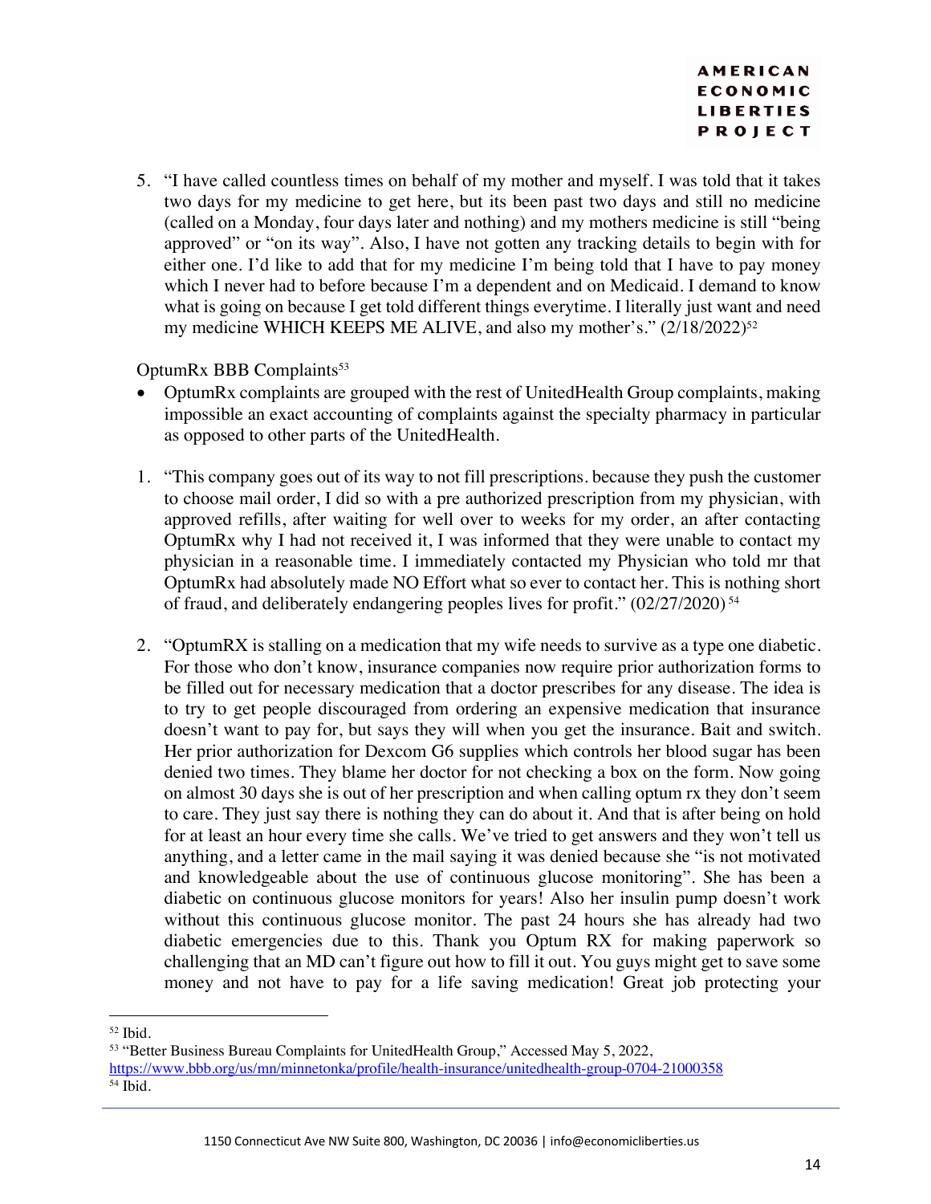5. "I have called countless times on behalf of my mother and myself. I was told that it takes two days for my medicine to get here, but its been past two days and still no medicine (called on a Monday, four days later and nothing) and my mothers medicine is still "being approved" or "on its way". Also, I have not gotten any tracking details to begin with for either one. I'd like to add that for my medicine I'm being told that I have to pay money which I never had to before because I'm a dependent and on Medicaid. I demand to know what is going on because I get told different things everytime. I literally just want and need my medicine WHICH KEEPS ME ALIVE, and also my mother's." (2/18/2022)[52]

OptumRx BBB Complaints[53]

- OptumRx complaints are grouped with the rest of UnitedHealth Group complaints, making impossible an exact accounting of complaints against the specialty pharmacy in particular as opposed to other parts of the UnitedHealth.

1. "This company goes out of its way to not fill prescriptions. because they push the customer to choose mail order, I did so with a pre authorized prescription from my physician, with approved refills, after waiting for well over to weeks for my order, an after contacting OptumRx why I had not received it, I was informed that they were unable to contact my physician in a reasonable time. I immediately contacted my Physician who told mr that OptumRx had absolutely made NO Effort what so ever to contact her. This is nothing short of fraud, and deliberately endangering peoples lives for profit." (02/27/2020)[54]

2. "OptumRX is stalling on a medication that my wife needs to survive as a type one diabetic. For those who don't know, insurance companies now require prior authorization forms to be filled out for necessary medication that a doctor prescribes for any disease. The idea is to try to get people discouraged from ordering an expensive medication that insurance doesn't want to pay for, but says they will when you get the insurance. Bait and switch. Her prior authorization for Dexcom G6 supplies which controls her blood sugar has been denied two times. They blame her doctor for not checking a box on the form. Now going on almost 30 days she is out of her prescription and when calling optum rx they don't seem to care. They just say there is nothing they can do about it. And that is after being on hold for at least an hour every time she calls. We've tried to get answers and they won't tell us anything, and a letter came in the mail saying it was denied because she "is not motivated and knowledgeable about the use of continuous glucose monitoring". She has been a diabetic on continuous glucose monitors for years! Also her insulin pump doesn't work without this continuous glucose monitor. The past 24 hours she has already had two diabetic emergencies due to this. Thank you Optum RX for making paperwork so challenging that an MD can't figure out how to fill it out. You guys might get to save some money and not have to pay for a life saving medication! Great job protecting your

---

[52] Ibid.

[53] "Better Business Bureau Complaints for UnitedHealth Group," Accessed May 5, 2022, https://www.bbb.org/us/mn/minnetonka/profile/health-insurance/unitedhealth-group-0704-21000358

[54] Ibid.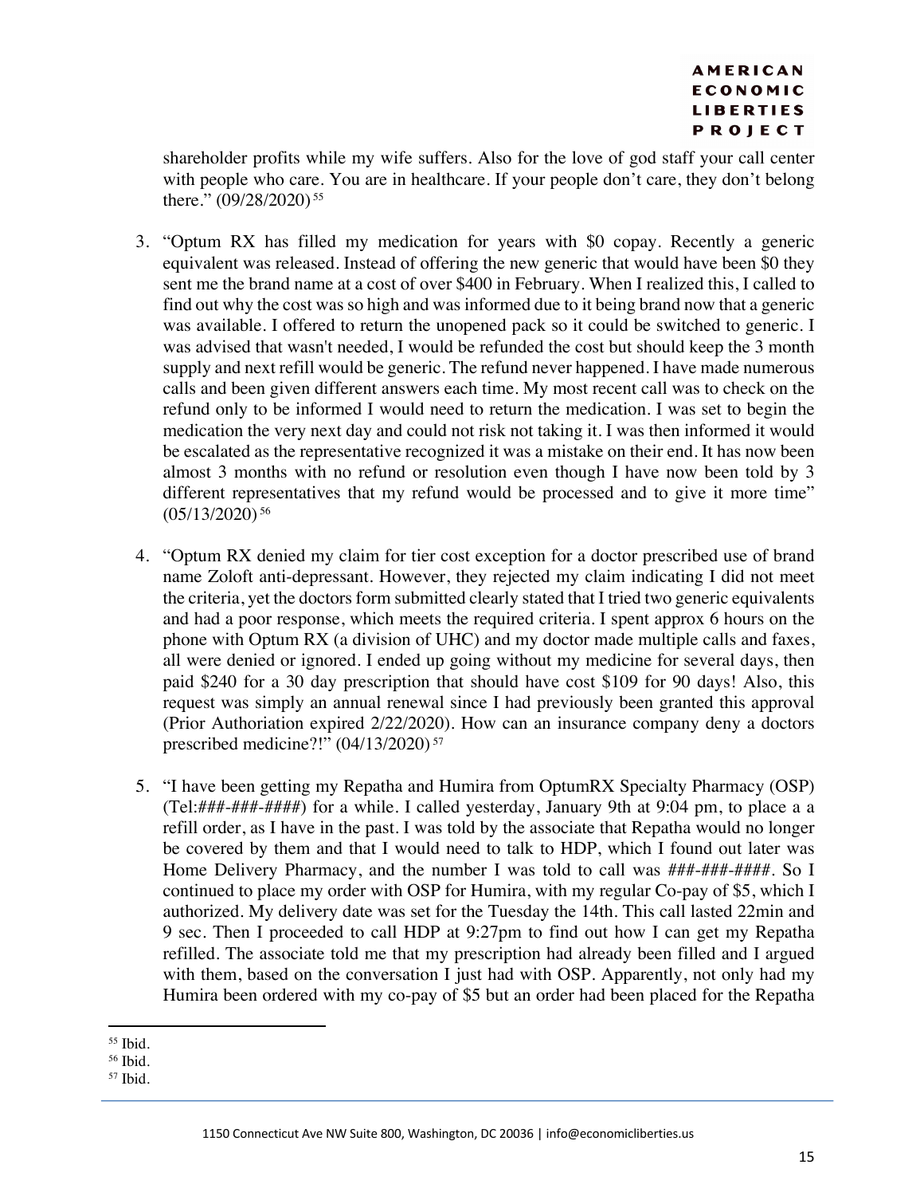shareholder profits while my wife suffers. Also for the love of god staff your call center with people who care. You are in healthcare. If your people don't care, they don't belong there." (09/28/2020)[55]

3. "Optum RX has filled my medication for years with $0 copay. Recently a generic equivalent was released. Instead of offering the new generic that would have been $0 they sent me the brand name at a cost of over $400 in February. When I realized this, I called to find out why the cost was so high and was informed due to it being brand now that a generic was available. I offered to return the unopened pack so it could be switched to generic. I was advised that wasn't needed, I would be refunded the cost but should keep the 3 month supply and next refill would be generic. The refund never happened. I have made numerous calls and been given different answers each time. My most recent call was to check on the refund only to be informed I would need to return the medication. I was set to begin the medication the very next day and could not risk not taking it. I was then informed it would be escalated as the representative recognized it was a mistake on their end. It has now been almost 3 months with no refund or resolution even though I have now been told by 3 different representatives that my refund would be processed and to give it more time" (05/13/2020)[56]

4. "Optum RX denied my claim for tier cost exception for a doctor prescribed use of brand name Zoloft anti-depressant. However, they rejected my claim indicating I did not meet the criteria, yet the doctors form submitted clearly stated that I tried two generic equivalents and had a poor response, which meets the required criteria. I spent approx 6 hours on the phone with Optum RX (a division of UHC) and my doctor made multiple calls and faxes, all were denied or ignored. I ended up going without my medicine for several days, then paid $240 for a 30 day prescription that should have cost $109 for 90 days! Also, this request was simply an annual renewal since I had previously been granted this approval (Prior Authoriation expired 2/22/2020). How can an insurance company deny a doctors prescribed medicine?!" (04/13/2020)[57]

5. "I have been getting my Repatha and Humira from OptumRX Specialty Pharmacy (OSP) (Tel:###-###-####) for a while. I called yesterday, January 9th at 9:04 pm, to place a a refill order, as I have in the past. I was told by the associate that Repatha would no longer be covered by them and that I would need to talk to HDP, which I found out later was Home Delivery Pharmacy, and the number I was told to call was ###-###-####. So I continued to place my order with OSP for Humira, with my regular Co-pay of $5, which I authorized. My delivery date was set for the Tuesday the 14th. This call lasted 22min and 9 sec. Then I proceeded to call HDP at 9:27pm to find out how I can get my Repatha refilled. The associate told me that my prescription had already been filled and I argued with them, based on the conversation I just had with OSP. Apparently, not only had my Humira been ordered with my co-pay of $5 but an order had been placed for the Repatha

---

[55] Ibid.

[56] Ibid.

[57] Ibid.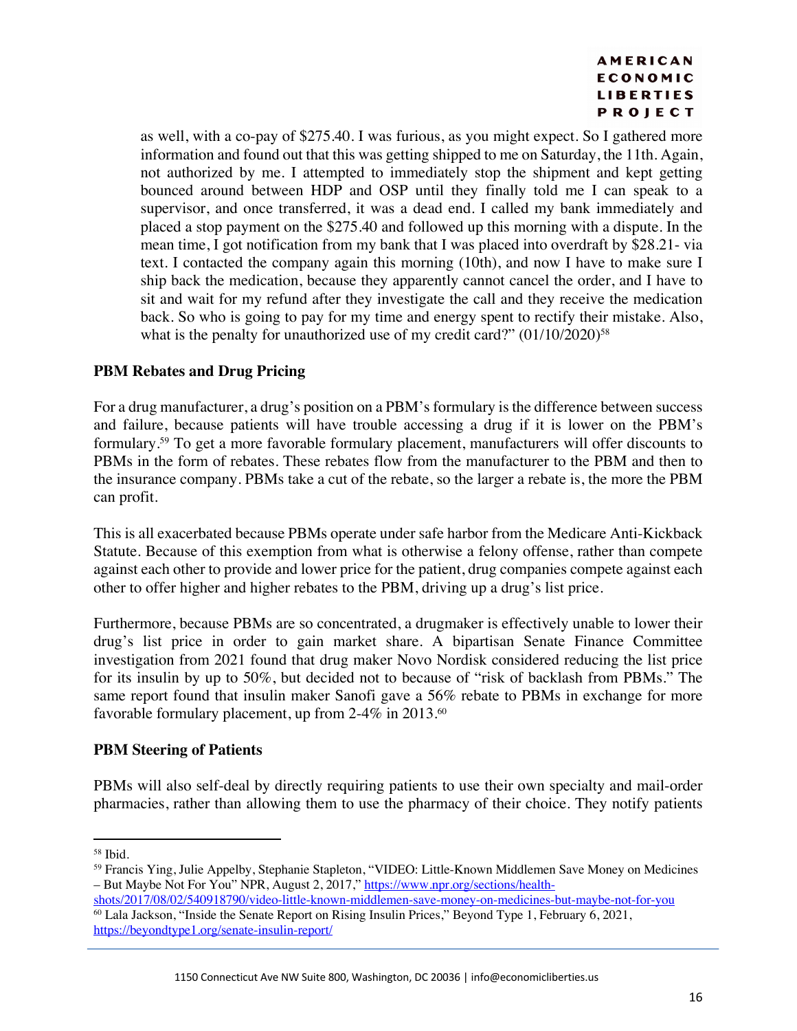as well, with a co-pay of $275.40. I was furious, as you might expect. So I gathered more information and found out that this was getting shipped to me on Saturday, the 11th. Again, not authorized by me. I attempted to immediately stop the shipment and kept getting bounced around between HDP and OSP until they finally told me I can speak to a supervisor, and once transferred, it was a dead end. I called my bank immediately and placed a stop payment on the $275.40 and followed up this morning with a dispute. In the mean time, I got notification from my bank that I was placed into overdraft by $28.21- via text. I contacted the company again this morning (10th), and now I have to make sure I ship back the medication, because they apparently cannot cancel the order, and I have to sit and wait for my refund after they investigate the call and they receive the medication back. So who is going to pay for my time and energy spent to rectify their mistake. Also, what is the penalty for unauthorized use of my credit card?" (01/10/2020)[58]

### PBM Rebates and Drug Pricing

For a drug manufacturer, a drug's position on a PBM's formulary is the difference between success and failure, because patients will have trouble accessing a drug if it is lower on the PBM's formulary.[59] To get a more favorable formulary placement, manufacturers will offer discounts to PBMs in the form of rebates. These rebates flow from the manufacturer to the PBM and then to the insurance company. PBMs take a cut of the rebate, so the larger a rebate is, the more the PBM can profit.

This is all exacerbated because PBMs operate under safe harbor from the Medicare Anti-Kickback Statute. Because of this exemption from what is otherwise a felony offense, rather than compete against each other to provide and lower price for the patient, drug companies compete against each other to offer higher and higher rebates to the PBM, driving up a drug's list price.

Furthermore, because PBMs are so concentrated, a drugmaker is effectively unable to lower their drug's list price in order to gain market share. A bipartisan Senate Finance Committee investigation from 2021 found that drug maker Novo Nordisk considered reducing the list price for its insulin by up to 50%, but decided not to because of "risk of backlash from PBMs." The same report found that insulin maker Sanofi gave a 56% rebate to PBMs in exchange for more favorable formulary placement, up from 2-4% in 2013.[60]

### PBM Steering of Patients

PBMs will also self-deal by directly requiring patients to use their own specialty and mail-order pharmacies, rather than allowing them to use the pharmacy of their choice. They notify patients

---

[58] Ibid.

[59] Francis Ying, Julie Appelby, Stephanie Stapleton, "VIDEO: Little-Known Middlemen Save Money on Medicines – But Maybe Not For You" NPR, August 2, 2017," https://www.npr.org/sections/health-shots/2017/08/02/540918790/video-little-known-middlemen-save-money-on-medicines-but-maybe-not-for-you

[60] Lala Jackson, "Inside the Senate Report on Rising Insulin Prices," Beyond Type 1, February 6, 2021, https://beyondtype1.org/senate-insulin-report/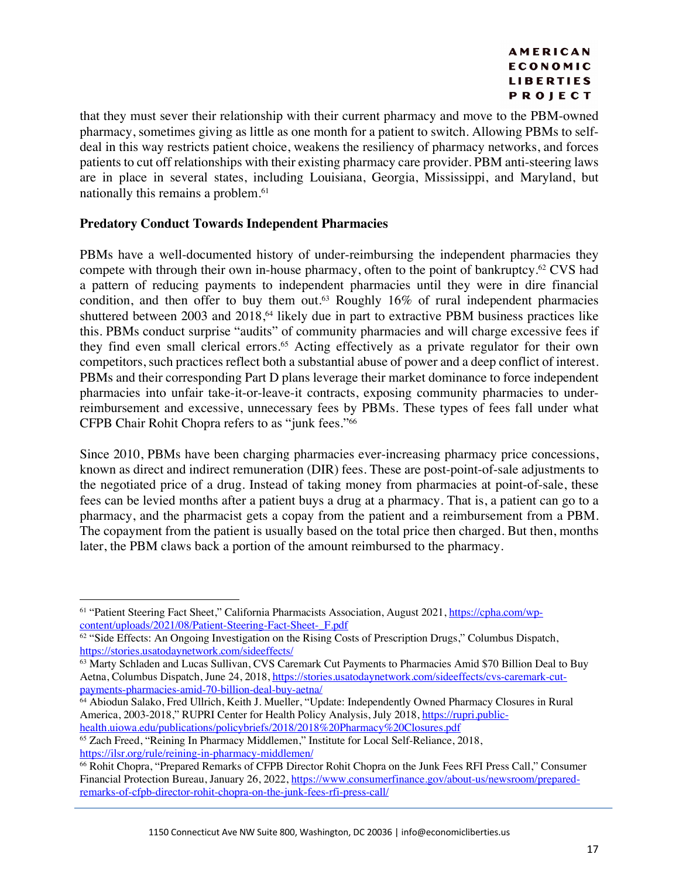that they must sever their relationship with their current pharmacy and move to the PBM-owned pharmacy, sometimes giving as little as one month for a patient to switch. Allowing PBMs to self-deal in this way restricts patient choice, weakens the resiliency of pharmacy networks, and forces patients to cut off relationships with their existing pharmacy care provider. PBM anti-steering laws are in place in several states, including Louisiana, Georgia, Mississippi, and Maryland, but nationally this remains a problem.[61]

**Predatory Conduct Towards Independent Pharmacies**

PBMs have a well-documented history of under-reimbursing the independent pharmacies they compete with through their own in-house pharmacy, often to the point of bankruptcy.[62] CVS had a pattern of reducing payments to independent pharmacies until they were in dire financial condition, and then offer to buy them out.[63] Roughly 16% of rural independent pharmacies shuttered between 2003 and 2018,[64] likely due in part to extractive PBM business practices like this. PBMs conduct surprise "audits" of community pharmacies and will charge excessive fees if they find even small clerical errors.[65] Acting effectively as a private regulator for their own competitors, such practices reflect both a substantial abuse of power and a deep conflict of interest. PBMs and their corresponding Part D plans leverage their market dominance to force independent pharmacies into unfair take-it-or-leave-it contracts, exposing community pharmacies to under-reimbursement and excessive, unnecessary fees by PBMs. These types of fees fall under what CFPB Chair Rohit Chopra refers to as "junk fees."[66]

Since 2010, PBMs have been charging pharmacies ever-increasing pharmacy price concessions, known as direct and indirect remuneration (DIR) fees. These are post-point-of-sale adjustments to the negotiated price of a drug. Instead of taking money from pharmacies at point-of-sale, these fees can be levied months after a patient buys a drug at a pharmacy. That is, a patient can go to a pharmacy, and the pharmacist gets a copay from the patient and a reimbursement from a PBM. The copayment from the patient is usually based on the total price then charged. But then, months later, the PBM claws back a portion of the amount reimbursed to the pharmacy.

---

[61] "Patient Steering Fact Sheet," California Pharmacists Association, August 2021, https://cpha.com/wp-content/uploads/2021/08/Patient-Steering-Fact-Sheet-_F.pdf

[62] "Side Effects: An Ongoing Investigation on the Rising Costs of Prescription Drugs," Columbus Dispatch, https://stories.usatodaynetwork.com/sideeffects/

[63] Marty Schladen and Lucas Sullivan, CVS Caremark Cut Payments to Pharmacies Amid $70 Billion Deal to Buy Aetna, Columbus Dispatch, June 24, 2018, https://stories.usatodaynetwork.com/sideeffects/cvs-caremark-cut-payments-pharmacies-amid-70-billion-deal-buy-aetna/

[64] Abiodun Salako, Fred Ullrich, Keith J. Mueller, "Update: Independently Owned Pharmacy Closures in Rural America, 2003-2018," RUPRI Center for Health Policy Analysis, July 2018, https://rupri.public-health.uiowa.edu/publications/policybriefs/2018/2018%20Pharmacy%20Closures.pdf

[65] Zach Freed, "Reining In Pharmacy Middlemen," Institute for Local Self-Reliance, 2018, https://ilsr.org/rule/reining-in-pharmacy-middlemen/

[66] Rohit Chopra, "Prepared Remarks of CFPB Director Rohit Chopra on the Junk Fees RFI Press Call," Consumer Financial Protection Bureau, January 26, 2022, https://www.consumerfinance.gov/about-us/newsroom/prepared-remarks-of-cfpb-director-rohit-chopra-on-the-junk-fees-rfi-press-call/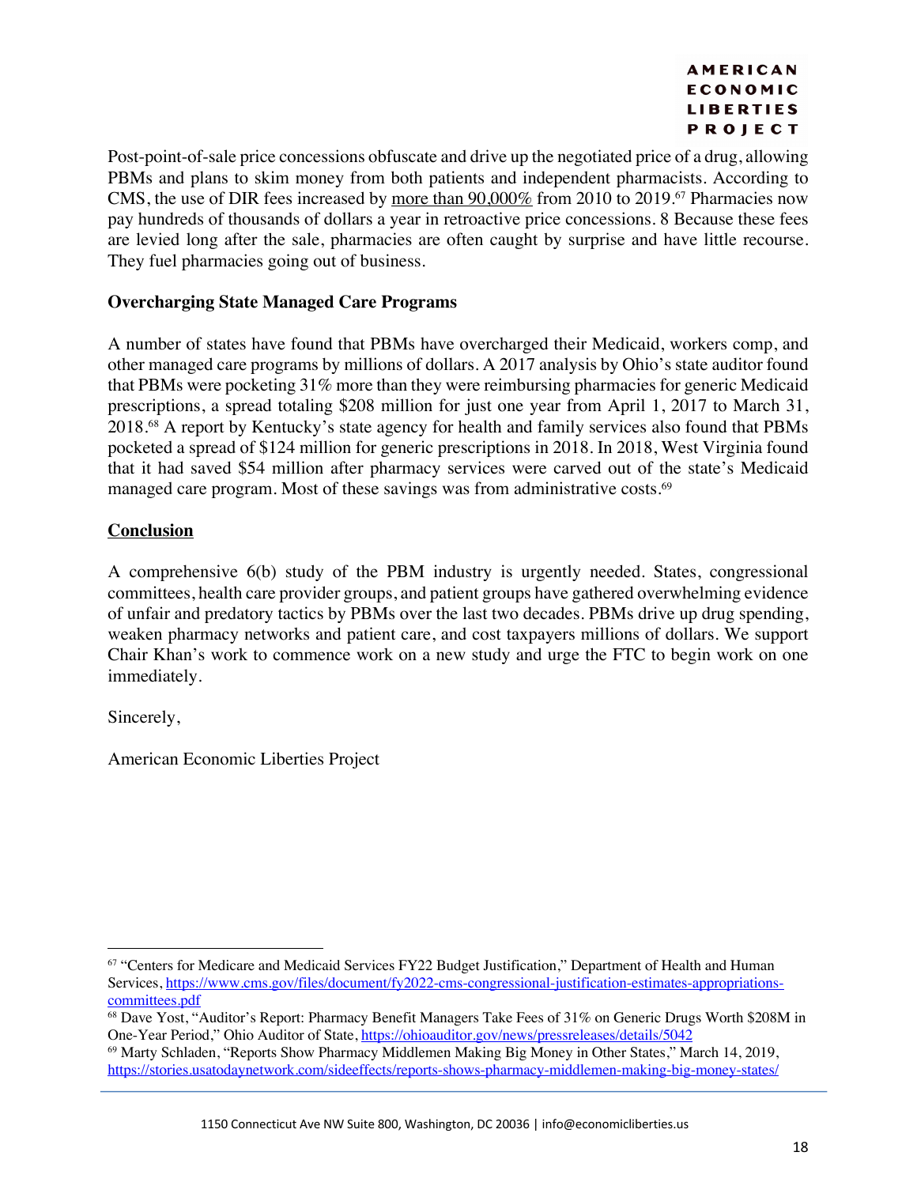Post-point-of-sale price concessions obfuscate and drive up the negotiated price of a drug, allowing PBMs and plans to skim money from both patients and independent pharmacists. According to CMS, the use of DIR fees increased by more than 90,000% from 2010 to 2019.[67] Pharmacies now pay hundreds of thousands of dollars a year in retroactive price concessions. 8 Because these fees are levied long after the sale, pharmacies are often caught by surprise and have little recourse. They fuel pharmacies going out of business.

**Overcharging State Managed Care Programs**

A number of states have found that PBMs have overcharged their Medicaid, workers comp, and other managed care programs by millions of dollars. A 2017 analysis by Ohio's state auditor found that PBMs were pocketing 31% more than they were reimbursing pharmacies for generic Medicaid prescriptions, a spread totaling $208 million for just one year from April 1, 2017 to March 31, 2018.[68] A report by Kentucky's state agency for health and family services also found that PBMs pocketed a spread of $124 million for generic prescriptions in 2018. In 2018, West Virginia found that it had saved $54 million after pharmacy services were carved out of the state's Medicaid managed care program. Most of these savings was from administrative costs.[69]

**Conclusion**

A comprehensive 6(b) study of the PBM industry is urgently needed. States, congressional committees, health care provider groups, and patient groups have gathered overwhelming evidence of unfair and predatory tactics by PBMs over the last two decades. PBMs drive up drug spending, weaken pharmacy networks and patient care, and cost taxpayers millions of dollars. We support Chair Khan's work to commence work on a new study and urge the FTC to begin work on one immediately.

Sincerely,

American Economic Liberties Project

---

[67] "Centers for Medicare and Medicaid Services FY22 Budget Justification," Department of Health and Human Services, https://www.cms.gov/files/document/fy2022-cms-congressional-justification-estimates-appropriations-committees.pdf

[68] Dave Yost, "Auditor's Report: Pharmacy Benefit Managers Take Fees of 31% on Generic Drugs Worth $208M in One-Year Period," Ohio Auditor of State, https://ohioauditor.gov/news/pressreleases/details/5042

[69] Marty Schladen, "Reports Show Pharmacy Middlemen Making Big Money in Other States," March 14, 2019, https://stories.usatodaynetwork.com/sideeffects/reports-shows-pharmacy-middlemen-making-big-money-states/